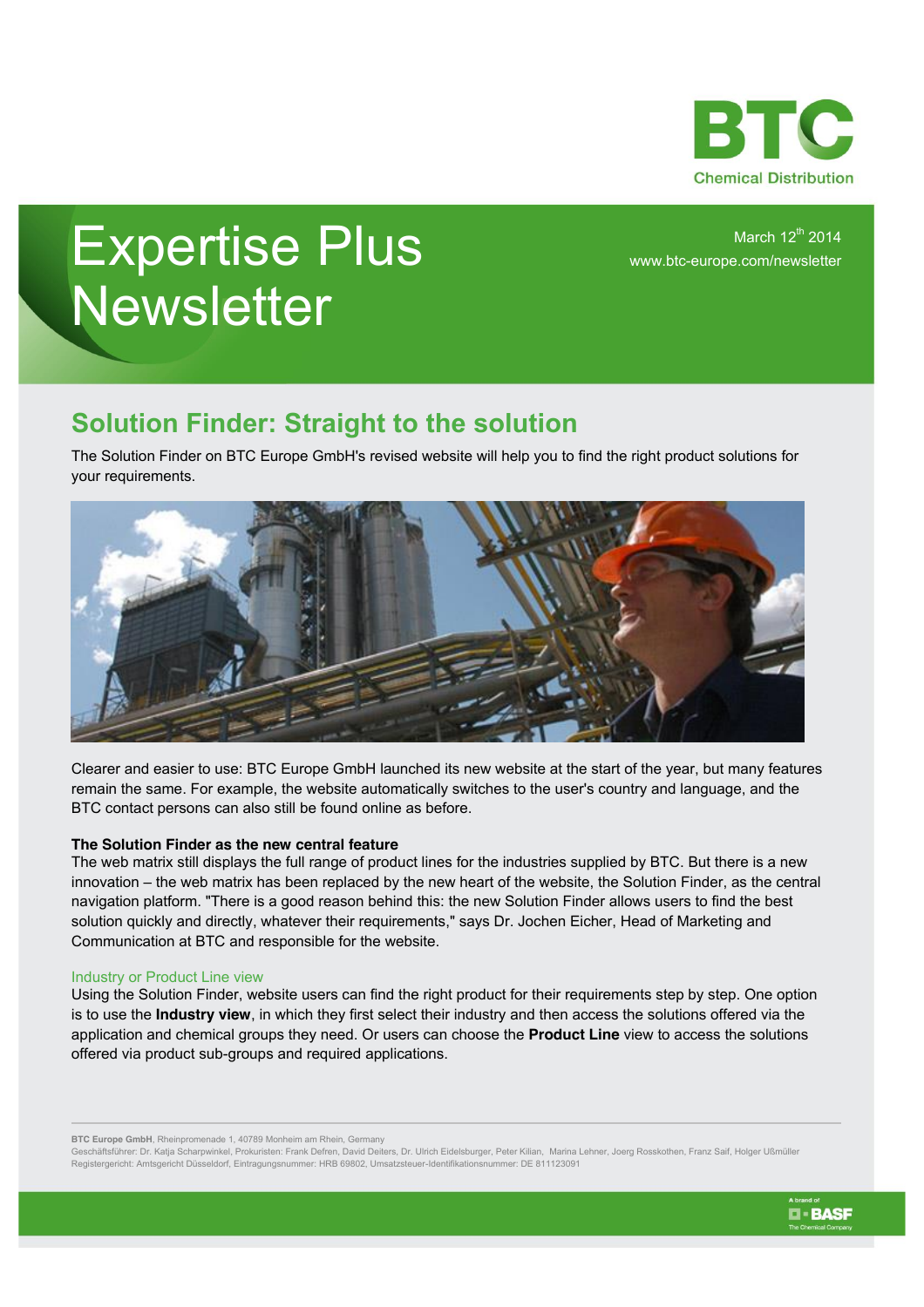BTC
Chemical Distribution

# Expertise Plus Newsletter

March 12th 2014
www.btc-europe.com/newsletter

## Solution Finder: Straight to the solution

The Solution Finder on BTC Europe GmbH's revised website will help you to find the right product solutions for your requirements.

Clearer and easier to use: BTC Europe GmbH launched its new website at the start of the year, but many features remain the same. For example, the website automatically switches to the user's country and language, and the BTC contact persons can also still be found online as before.

**The Solution Finder as the new central feature**

The web matrix still displays the full range of product lines for the industries supplied by BTC. But there is a new innovation – the web matrix has been replaced by the new heart of the website, the Solution Finder, as the central navigation platform. "There is a good reason behind this: the new Solution Finder allows users to find the best solution quickly and directly, whatever their requirements," says Dr. Jochen Eicher, Head of Marketing and Communication at BTC and responsible for the website.

### Industry or Product Line view

Using the Solution Finder, website users can find the right product for their requirements step by step. One option is to use the **Industry view**, in which they first select their industry and then access the solutions offered via the application and chemical groups they need. Or users can choose the **Product Line** view to access the solutions offered via product sub-groups and required applications.

**BTC Europe GmbH**, Rheinpromenade 1, 40789 Monheim am Rhein, Germany
Geschäftsführer: Dr. Katja Scharpwinkel, Prokuristen: Frank Defren, David Deiters, Dr. Ulrich Eidelsburger, Peter Kilian, Marina Lehner, Joerg Rosskothen, Franz Saif, Holger Ußmüller
Registergericht: Amtsgericht Düsseldorf, Eintragungsnummer: HRB 69802, Umsatzsteuer-Identifikationsnummer: DE 811123091

A brand of BASF – The Chemical Company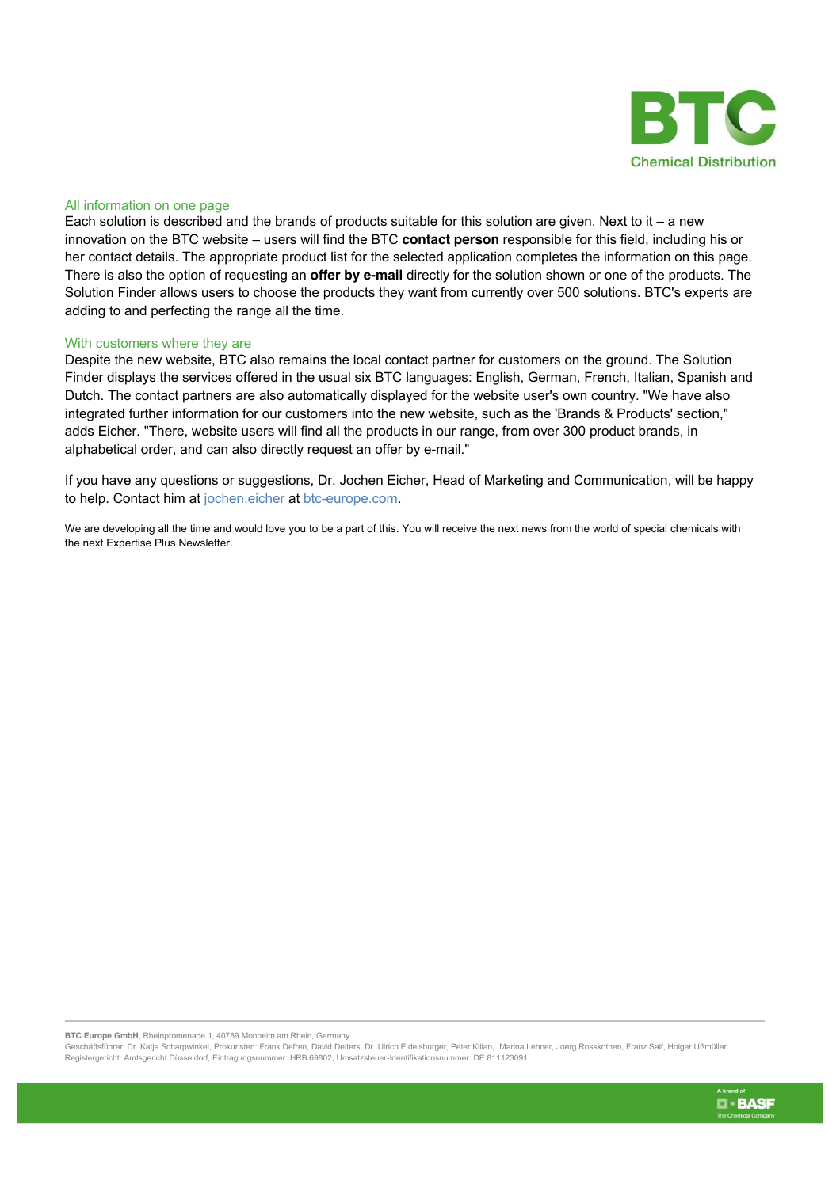## All information on one page

Each solution is described and the brands of products suitable for this solution are given. Next to it – a new innovation on the BTC website – users will find the BTC **contact person** responsible for this field, including his or her contact details. The appropriate product list for the selected application completes the information on this page. There is also the option of requesting an **offer by e-mail** directly for the solution shown or one of the products. The Solution Finder allows users to choose the products they want from currently over 500 solutions. BTC's experts are adding to and perfecting the range all the time.

## With customers where they are

Despite the new website, BTC also remains the local contact partner for customers on the ground. The Solution Finder displays the services offered in the usual six BTC languages: English, German, French, Italian, Spanish and Dutch. The contact partners are also automatically displayed for the website user's own country. "We have also integrated further information for our customers into the new website, such as the 'Brands & Products' section," adds Eicher. "There, website users will find all the products in our range, from over 300 product brands, in alphabetical order, and can also directly request an offer by e-mail."

If you have any questions or suggestions, Dr. Jochen Eicher, Head of Marketing and Communication, will be happy to help. Contact him at jochen.eicher at btc-europe.com.

We are developing all the time and would love you to be a part of this. You will receive the next news from the world of special chemicals with the next Expertise Plus Newsletter.

**BTC Europe GmbH**, Rheinpromenade 1, 40789 Monheim am Rhein, Germany
Geschäftsführer: Dr. Katja Scharpwinkel, Prokuristen: Frank Defren, David Deiters, Dr. Ulrich Eidelsburger, Peter Kilian, Marina Lehner, Joerg Rosskothen, Franz Saif, Holger Ußmüller
Registergericht: Amtsgericht Düsseldorf, Eintragungsnummer: HRB 69802, Umsatzsteuer-Identifikationsnummer: DE 811123091